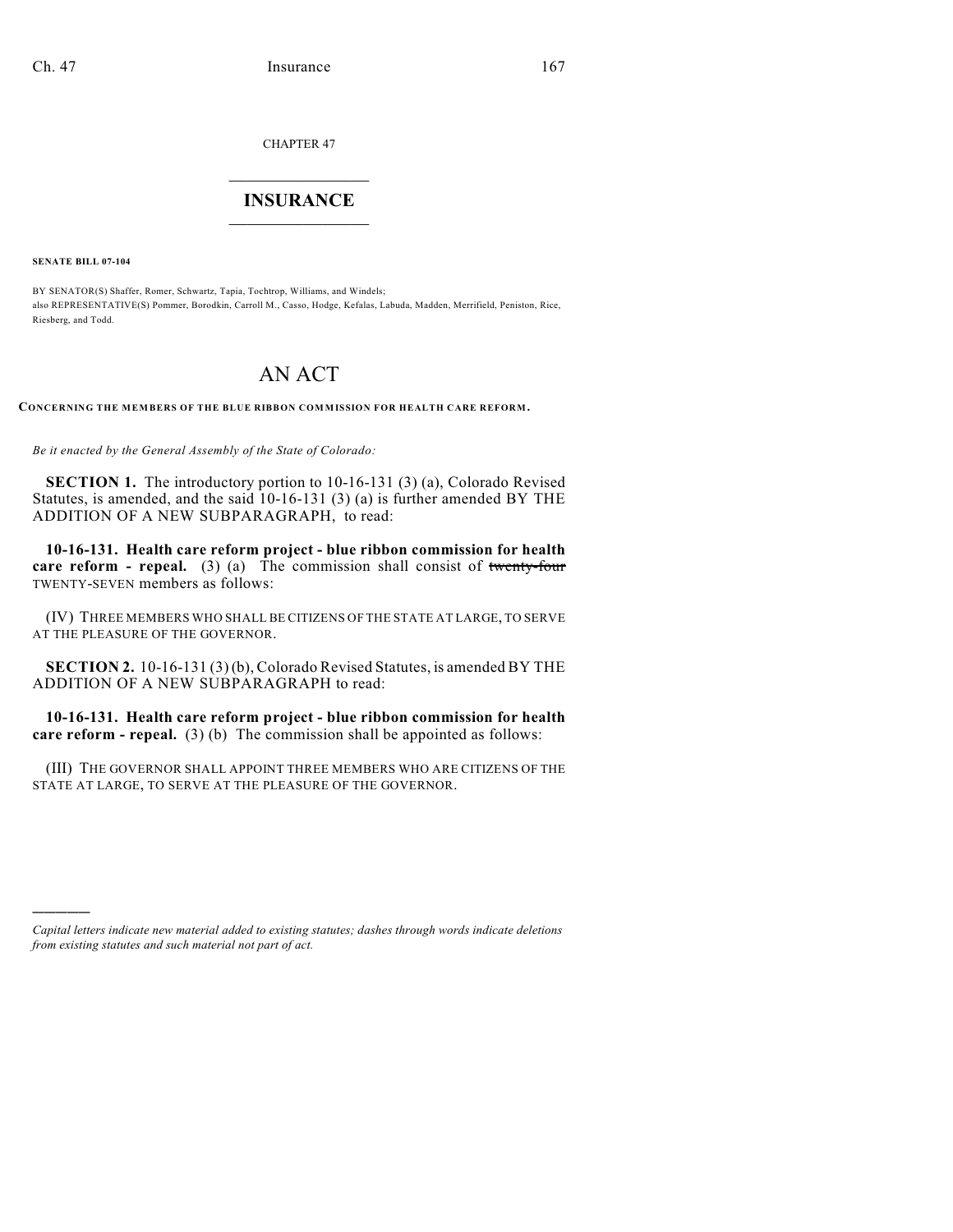CHAPTER 47

# INSURANCE

**SENATE BILL 07-104**

BY SENATOR(S) Shaffer, Romer, Schwartz, Tapia, Tochtrop, Williams, and Windels;
also REPRESENTATIVE(S) Pommer, Borodkin, Carroll M., Casso, Hodge, Kefalas, Labuda, Madden, Merrifield, Peniston, Rice, Riesberg, and Todd.

# AN ACT

**CONCERNING THE MEMBERS OF THE BLUE RIBBON COMMISSION FOR HEALTH CARE REFORM.**

*Be it enacted by the General Assembly of the State of Colorado:*

**SECTION 1.** The introductory portion to 10-16-131 (3) (a), Colorado Revised Statutes, is amended, and the said 10-16-131 (3) (a) is further amended BY THE ADDITION OF A NEW SUBPARAGRAPH, to read:

**10-16-131. Health care reform project - blue ribbon commission for health care reform - repeal.** (3) (a) The commission shall consist of ~~twenty-four~~ TWENTY-SEVEN members as follows:

(IV) THREE MEMBERS WHO SHALL BE CITIZENS OF THE STATE AT LARGE, TO SERVE AT THE PLEASURE OF THE GOVERNOR.

**SECTION 2.** 10-16-131 (3) (b), Colorado Revised Statutes, is amended BY THE ADDITION OF A NEW SUBPARAGRAPH to read:

**10-16-131. Health care reform project - blue ribbon commission for health care reform - repeal.** (3) (b) The commission shall be appointed as follows:

(III) THE GOVERNOR SHALL APPOINT THREE MEMBERS WHO ARE CITIZENS OF THE STATE AT LARGE, TO SERVE AT THE PLEASURE OF THE GOVERNOR.

---

*Capital letters indicate new material added to existing statutes; dashes through words indicate deletions from existing statutes and such material not part of act.*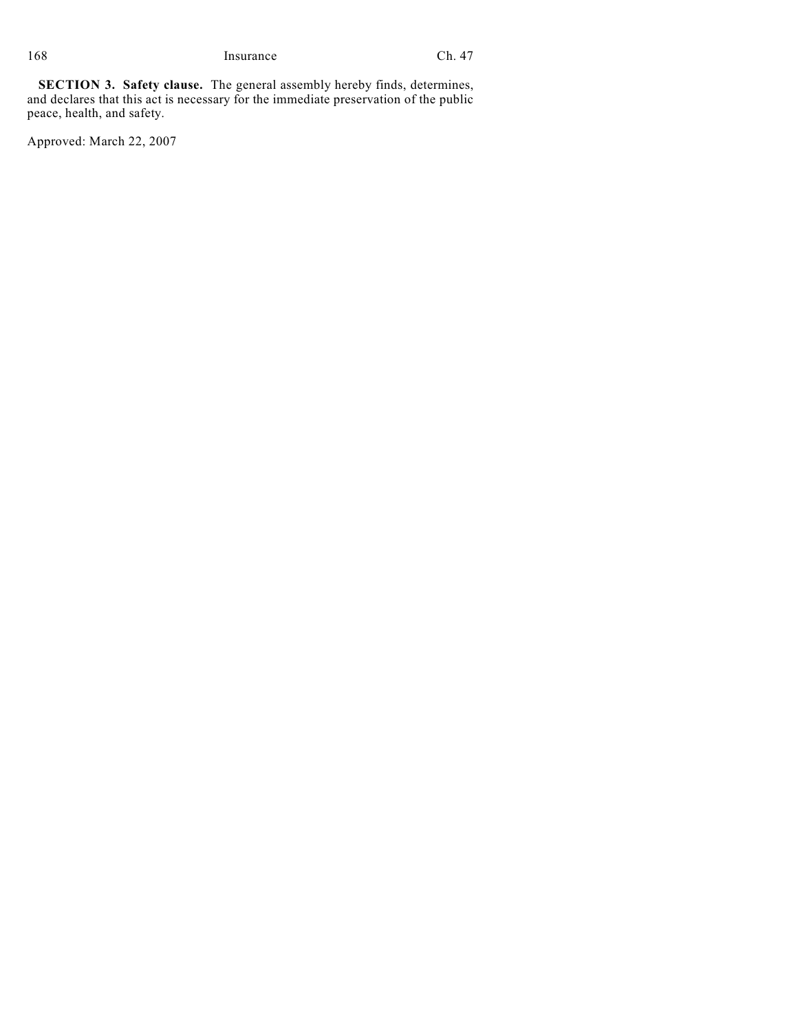**SECTION 3. Safety clause.** The general assembly hereby finds, determines, and declares that this act is necessary for the immediate preservation of the public peace, health, and safety.

Approved: March 22, 2007